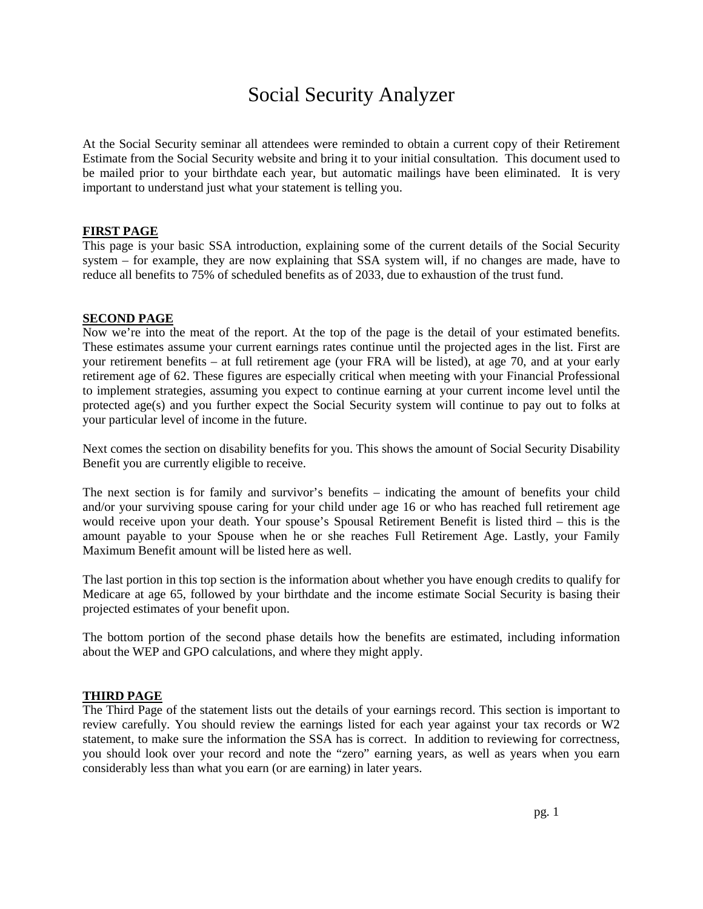# Social Security Analyzer

At the Social Security seminar all attendees were reminded to obtain a current copy of their Retirement Estimate from the Social Security website and bring it to your initial consultation. This document used to be mailed prior to your birthdate each year, but automatic mailings have been eliminated. It is very important to understand just what your statement is telling you.

## FIRST PAGE

This page is your basic SSA introduction, explaining some of the current details of the Social Security system – for example, they are now explaining that SSA system will, if no changes are made, have to reduce all benefits to 75% of scheduled benefits as of 2033, due to exhaustion of the trust fund.

## SECOND PAGE

Now we're into the meat of the report. At the top of the page is the detail of your estimated benefits. These estimates assume your current earnings rates continue until the projected ages in the list. First are your retirement benefits – at full retirement age (your FRA will be listed), at age 70, and at your early retirement age of 62. These figures are especially critical when meeting with your Financial Professional to implement strategies, assuming you expect to continue earning at your current income level until the protected age(s) and you further expect the Social Security system will continue to pay out to folks at your particular level of income in the future.

Next comes the section on disability benefits for you. This shows the amount of Social Security Disability Benefit you are currently eligible to receive.

The next section is for family and survivor's benefits – indicating the amount of benefits your child and/or your surviving spouse caring for your child under age 16 or who has reached full retirement age would receive upon your death. Your spouse's Spousal Retirement Benefit is listed third – this is the amount payable to your Spouse when he or she reaches Full Retirement Age. Lastly, your Family Maximum Benefit amount will be listed here as well.

The last portion in this top section is the information about whether you have enough credits to qualify for Medicare at age 65, followed by your birthdate and the income estimate Social Security is basing their projected estimates of your benefit upon.

The bottom portion of the second phase details how the benefits are estimated, including information about the WEP and GPO calculations, and where they might apply.

## THIRD PAGE

The Third Page of the statement lists out the details of your earnings record. This section is important to review carefully. You should review the earnings listed for each year against your tax records or W2 statement, to make sure the information the SSA has is correct. In addition to reviewing for correctness, you should look over your record and note the "zero" earning years, as well as years when you earn considerably less than what you earn (or are earning) in later years.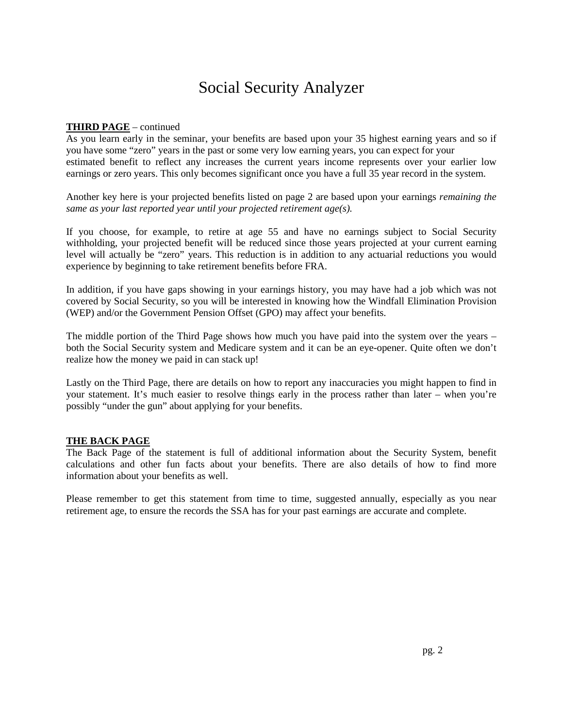# Social Security Analyzer

**THIRD PAGE** – continued

As you learn early in the seminar, your benefits are based upon your 35 highest earning years and so if you have some "zero" years in the past or some very low earning years, you can expect for your estimated benefit to reflect any increases the current years income represents over your earlier low earnings or zero years. This only becomes significant once you have a full 35 year record in the system.

Another key here is your projected benefits listed on page 2 are based upon your earnings *remaining the same as your last reported year until your projected retirement age(s).*

If you choose, for example, to retire at age 55 and have no earnings subject to Social Security withholding, your projected benefit will be reduced since those years projected at your current earning level will actually be "zero" years. This reduction is in addition to any actuarial reductions you would experience by beginning to take retirement benefits before FRA.

In addition, if you have gaps showing in your earnings history, you may have had a job which was not covered by Social Security, so you will be interested in knowing how the Windfall Elimination Provision (WEP) and/or the Government Pension Offset (GPO) may affect your benefits.

The middle portion of the Third Page shows how much you have paid into the system over the years – both the Social Security system and Medicare system and it can be an eye-opener. Quite often we don't realize how the money we paid in can stack up!

Lastly on the Third Page, there are details on how to report any inaccuracies you might happen to find in your statement. It's much easier to resolve things early in the process rather than later – when you're possibly "under the gun" about applying for your benefits.

**THE BACK PAGE**

The Back Page of the statement is full of additional information about the Security System, benefit calculations and other fun facts about your benefits. There are also details of how to find more information about your benefits as well.

Please remember to get this statement from time to time, suggested annually, especially as you near retirement age, to ensure the records the SSA has for your past earnings are accurate and complete.